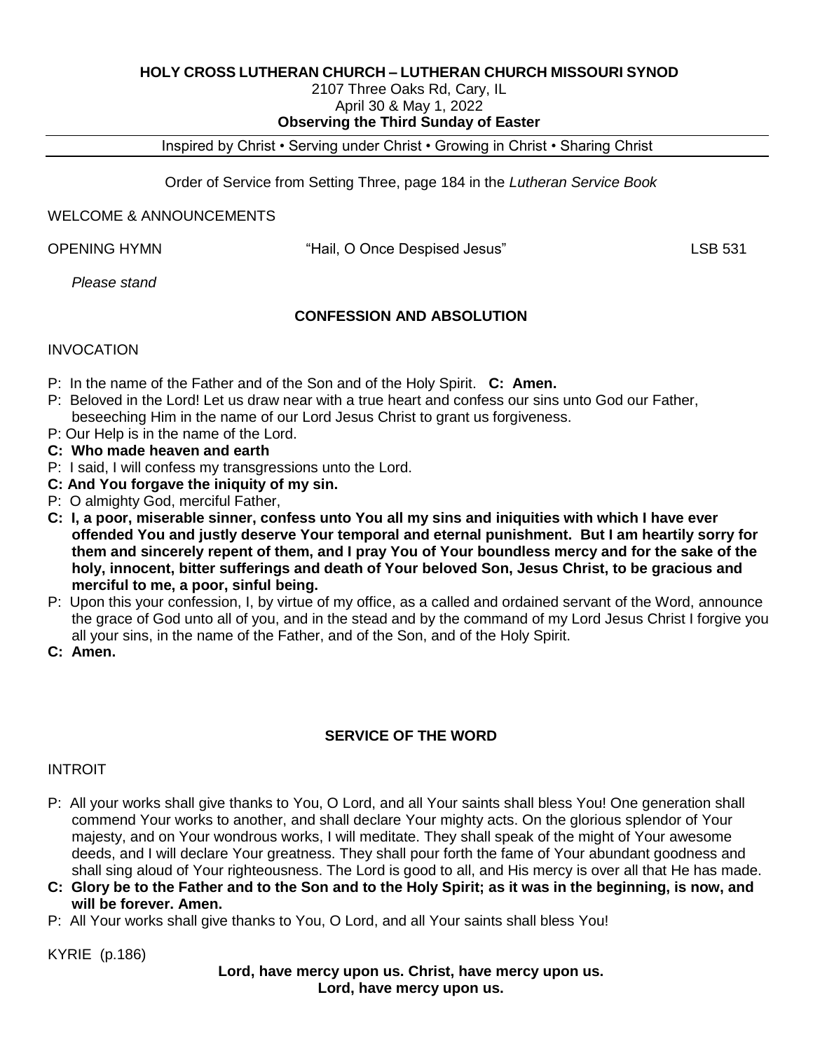**HOLY CROSS LUTHERAN CHURCH – LUTHERAN CHURCH MISSOURI SYNOD**

2107 Three Oaks Rd, Cary, IL

April 30 & May 1, 2022

**Observing the Third Sunday of Easter**

Inspired by Christ • Serving under Christ • Growing in Christ • Sharing Christ

Order of Service from Setting Three, page 184 in the *Lutheran Service Book*

WELCOME & ANNOUNCEMENTS

OPENING HYMN "Hail, O Once Despised Jesus" LSB 531

*Please stand*

## CONFESSION AND ABSOLUTION

INVOCATION

P: In the name of the Father and of the Son and of the Holy Spirit. **C: Amen.**

P: Beloved in the Lord! Let us draw near with a true heart and confess our sins unto God our Father, beseeching Him in the name of our Lord Jesus Christ to grant us forgiveness.

P: Our Help is in the name of the Lord.

**C: Who made heaven and earth**

P: I said, I will confess my transgressions unto the Lord.

**C: And You forgave the iniquity of my sin.**

P: O almighty God, merciful Father,

**C: I, a poor, miserable sinner, confess unto You all my sins and iniquities with which I have ever offended You and justly deserve Your temporal and eternal punishment. But I am heartily sorry for them and sincerely repent of them, and I pray You of Your boundless mercy and for the sake of the holy, innocent, bitter sufferings and death of Your beloved Son, Jesus Christ, to be gracious and merciful to me, a poor, sinful being.**

P: Upon this your confession, I, by virtue of my office, as a called and ordained servant of the Word, announce the grace of God unto all of you, and in the stead and by the command of my Lord Jesus Christ I forgive you all your sins, in the name of the Father, and of the Son, and of the Holy Spirit.

**C: Amen.**

## SERVICE OF THE WORD

INTROIT

P: All your works shall give thanks to You, O Lord, and all Your saints shall bless You! One generation shall commend Your works to another, and shall declare Your mighty acts. On the glorious splendor of Your majesty, and on Your wondrous works, I will meditate. They shall speak of the might of Your awesome deeds, and I will declare Your greatness. They shall pour forth the fame of Your abundant goodness and shall sing aloud of Your righteousness. The Lord is good to all, and His mercy is over all that He has made.

**C: Glory be to the Father and to the Son and to the Holy Spirit; as it was in the beginning, is now, and will be forever. Amen.**

P: All Your works shall give thanks to You, O Lord, and all Your saints shall bless You!

KYRIE (p.186)

**Lord, have mercy upon us. Christ, have mercy upon us.**
**Lord, have mercy upon us.**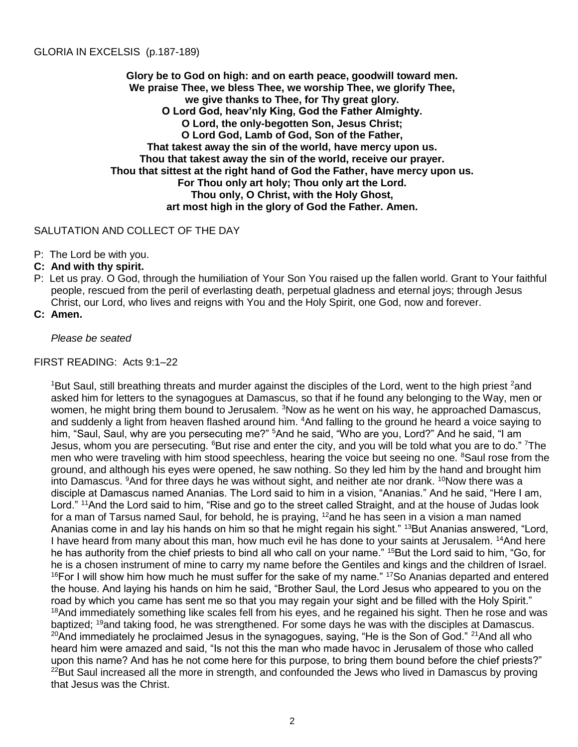GLORIA IN EXCELSIS (p.187-189)

**Glory be to God on high: and on earth peace, goodwill toward men.**
**We praise Thee, we bless Thee, we worship Thee, we glorify Thee,**
**we give thanks to Thee, for Thy great glory.**
**O Lord God, heav'nly King, God the Father Almighty.**
**O Lord, the only-begotten Son, Jesus Christ;**
**O Lord God, Lamb of God, Son of the Father,**
**That takest away the sin of the world, have mercy upon us.**
**Thou that takest away the sin of the world, receive our prayer.**
**Thou that sittest at the right hand of God the Father, have mercy upon us.**
**For Thou only art holy; Thou only art the Lord.**
**Thou only, O Christ, with the Holy Ghost,**
**art most high in the glory of God the Father. Amen.**

SALUTATION AND COLLECT OF THE DAY

P: The Lord be with you.
**C: And with thy spirit.**
P: Let us pray. O God, through the humiliation of Your Son You raised up the fallen world. Grant to Your faithful people, rescued from the peril of everlasting death, perpetual gladness and eternal joys; through Jesus Christ, our Lord, who lives and reigns with You and the Holy Spirit, one God, now and forever.
**C: Amen.**

*Please be seated*

FIRST READING: Acts 9:1–22

[1]But Saul, still breathing threats and murder against the disciples of the Lord, went to the high priest [2]and asked him for letters to the synagogues at Damascus, so that if he found any belonging to the Way, men or women, he might bring them bound to Jerusalem. [3]Now as he went on his way, he approached Damascus, and suddenly a light from heaven flashed around him. [4]And falling to the ground he heard a voice saying to him, "Saul, Saul, why are you persecuting me?" [5]And he said, "Who are you, Lord?" And he said, "I am Jesus, whom you are persecuting. [6]But rise and enter the city, and you will be told what you are to do." [7]The men who were traveling with him stood speechless, hearing the voice but seeing no one. [8]Saul rose from the ground, and although his eyes were opened, he saw nothing. So they led him by the hand and brought him into Damascus. [9]And for three days he was without sight, and neither ate nor drank. [10]Now there was a disciple at Damascus named Ananias. The Lord said to him in a vision, "Ananias." And he said, "Here I am, Lord." [11]And the Lord said to him, "Rise and go to the street called Straight, and at the house of Judas look for a man of Tarsus named Saul, for behold, he is praying, [12]and he has seen in a vision a man named Ananias come in and lay his hands on him so that he might regain his sight." [13]But Ananias answered, "Lord, I have heard from many about this man, how much evil he has done to your saints at Jerusalem. [14]And here he has authority from the chief priests to bind all who call on your name." [15]But the Lord said to him, "Go, for he is a chosen instrument of mine to carry my name before the Gentiles and kings and the children of Israel. [16]For I will show him how much he must suffer for the sake of my name." [17]So Ananias departed and entered the house. And laying his hands on him he said, "Brother Saul, the Lord Jesus who appeared to you on the road by which you came has sent me so that you may regain your sight and be filled with the Holy Spirit." [18]And immediately something like scales fell from his eyes, and he regained his sight. Then he rose and was baptized; [19]and taking food, he was strengthened. For some days he was with the disciples at Damascus. [20]And immediately he proclaimed Jesus in the synagogues, saying, "He is the Son of God." [21]And all who heard him were amazed and said, "Is not this the man who made havoc in Jerusalem of those who called upon this name? And has he not come here for this purpose, to bring them bound before the chief priests?" [22]But Saul increased all the more in strength, and confounded the Jews who lived in Damascus by proving that Jesus was the Christ.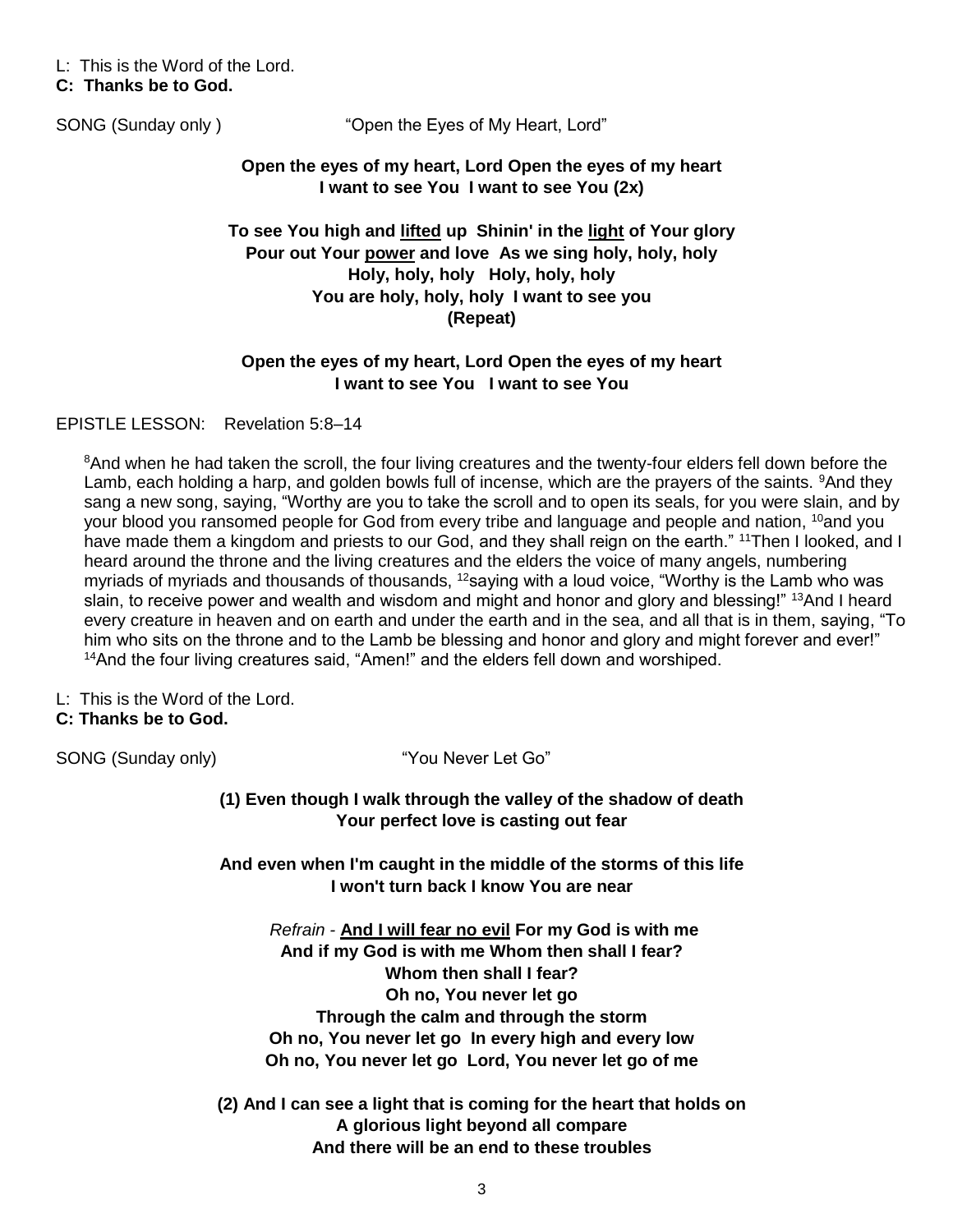L: This is the Word of the Lord.
**C: Thanks be to God.**

SONG (Sunday only ) "Open the Eyes of My Heart, Lord"

**Open the eyes of my heart, Lord Open the eyes of my heart**
**I want to see You I want to see You (2x)**

**To see You high and <u>lifted</u> up Shinin' in the <u>light</u> of Your glory**
**Pour out Your <u>power</u> and love As we sing holy, holy, holy**
**Holy, holy, holy Holy, holy, holy**
**You are holy, holy, holy I want to see you**
**(Repeat)**

**Open the eyes of my heart, Lord Open the eyes of my heart**
**I want to see You I want to see You**

EPISTLE LESSON: Revelation 5:8–14

[8]And when he had taken the scroll, the four living creatures and the twenty-four elders fell down before the Lamb, each holding a harp, and golden bowls full of incense, which are the prayers of the saints. [9]And they sang a new song, saying, "Worthy are you to take the scroll and to open its seals, for you were slain, and by your blood you ransomed people for God from every tribe and language and people and nation, [10]and you have made them a kingdom and priests to our God, and they shall reign on the earth." [11]Then I looked, and I heard around the throne and the living creatures and the elders the voice of many angels, numbering myriads of myriads and thousands of thousands, [12]saying with a loud voice, "Worthy is the Lamb who was slain, to receive power and wealth and wisdom and might and honor and glory and blessing!" [13]And I heard every creature in heaven and on earth and under the earth and in the sea, and all that is in them, saying, "To him who sits on the throne and to the Lamb be blessing and honor and glory and might forever and ever!" [14]And the four living creatures said, "Amen!" and the elders fell down and worshiped.

L: This is the Word of the Lord.
**C: Thanks be to God.**

SONG (Sunday only) "You Never Let Go"

**(1) Even though I walk through the valley of the shadow of death**
**Your perfect love is casting out fear**

**And even when I'm caught in the middle of the storms of this life**
**I won't turn back I know You are near**

*Refrain* - **<u>And I will fear no evil</u> For my God is with me**
**And if my God is with me Whom then shall I fear?**
**Whom then shall I fear?**
**Oh no, You never let go**
**Through the calm and through the storm**
**Oh no, You never let go In every high and every low**
**Oh no, You never let go Lord, You never let go of me**

**(2) And I can see a light that is coming for the heart that holds on**
**A glorious light beyond all compare**
**And there will be an end to these troubles**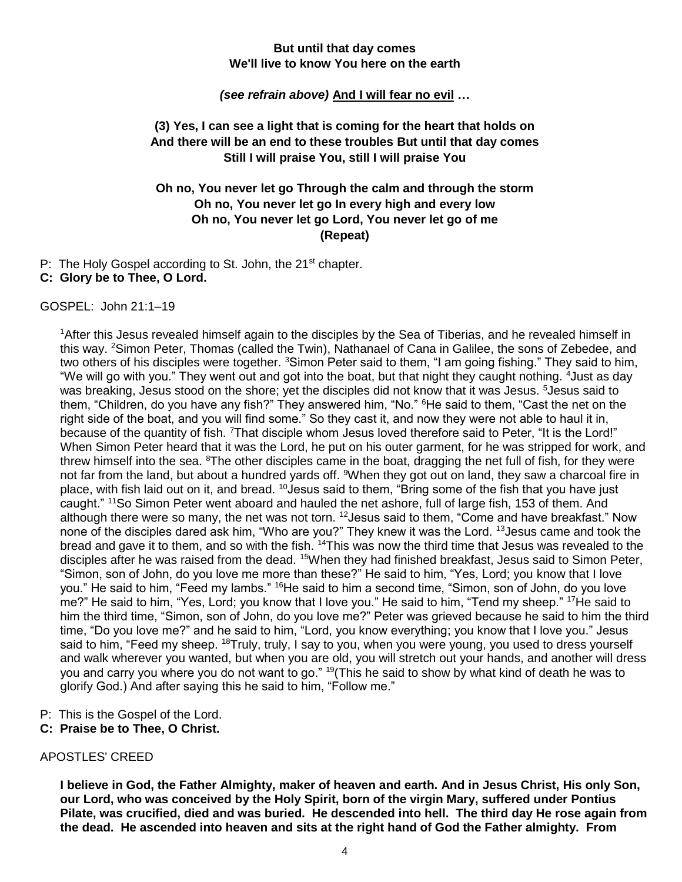**But until that day comes**
**We'll live to know You here on the earth**

***(see refrain above)*** **<u>And I will fear no evil</u> …**

**(3) Yes, I can see a light that is coming for the heart that holds on**
**And there will be an end to these troubles But until that day comes**
**Still I will praise You, still I will praise You**

**Oh no, You never let go Through the calm and through the storm**
**Oh no, You never let go In every high and every low**
**Oh no, You never let go Lord, You never let go of me**
**(Repeat)**

P: The Holy Gospel according to St. John, the 21st chapter.
**C: Glory be to Thee, O Lord.**

GOSPEL: John 21:1–19

[1]After this Jesus revealed himself again to the disciples by the Sea of Tiberias, and he revealed himself in this way. [2]Simon Peter, Thomas (called the Twin), Nathanael of Cana in Galilee, the sons of Zebedee, and two others of his disciples were together. [3]Simon Peter said to them, "I am going fishing." They said to him, "We will go with you." They went out and got into the boat, but that night they caught nothing. [4]Just as day was breaking, Jesus stood on the shore; yet the disciples did not know that it was Jesus. [5]Jesus said to them, "Children, do you have any fish?" They answered him, "No." [6]He said to them, "Cast the net on the right side of the boat, and you will find some." So they cast it, and now they were not able to haul it in, because of the quantity of fish. [7]That disciple whom Jesus loved therefore said to Peter, "It is the Lord!" When Simon Peter heard that it was the Lord, he put on his outer garment, for he was stripped for work, and threw himself into the sea. [8]The other disciples came in the boat, dragging the net full of fish, for they were not far from the land, but about a hundred yards off. [9]When they got out on land, they saw a charcoal fire in place, with fish laid out on it, and bread. [10]Jesus said to them, "Bring some of the fish that you have just caught." [11]So Simon Peter went aboard and hauled the net ashore, full of large fish, 153 of them. And although there were so many, the net was not torn. [12]Jesus said to them, "Come and have breakfast." Now none of the disciples dared ask him, "Who are you?" They knew it was the Lord. [13]Jesus came and took the bread and gave it to them, and so with the fish. [14]This was now the third time that Jesus was revealed to the disciples after he was raised from the dead. [15]When they had finished breakfast, Jesus said to Simon Peter, "Simon, son of John, do you love me more than these?" He said to him, "Yes, Lord; you know that I love you." He said to him, "Feed my lambs." [16]He said to him a second time, "Simon, son of John, do you love me?" He said to him, "Yes, Lord; you know that I love you." He said to him, "Tend my sheep." [17]He said to him the third time, "Simon, son of John, do you love me?" Peter was grieved because he said to him the third time, "Do you love me?" and he said to him, "Lord, you know everything; you know that I love you." Jesus said to him, "Feed my sheep. [18]Truly, truly, I say to you, when you were young, you used to dress yourself and walk wherever you wanted, but when you are old, you will stretch out your hands, and another will dress you and carry you where you do not want to go." [19](This he said to show by what kind of death he was to glorify God.) And after saying this he said to him, "Follow me."

P: This is the Gospel of the Lord.
**C: Praise be to Thee, O Christ.**

APOSTLES' CREED

**I believe in God, the Father Almighty, maker of heaven and earth. And in Jesus Christ, His only Son, our Lord, who was conceived by the Holy Spirit, born of the virgin Mary, suffered under Pontius Pilate, was crucified, died and was buried. He descended into hell. The third day He rose again from the dead. He ascended into heaven and sits at the right hand of God the Father almighty. From**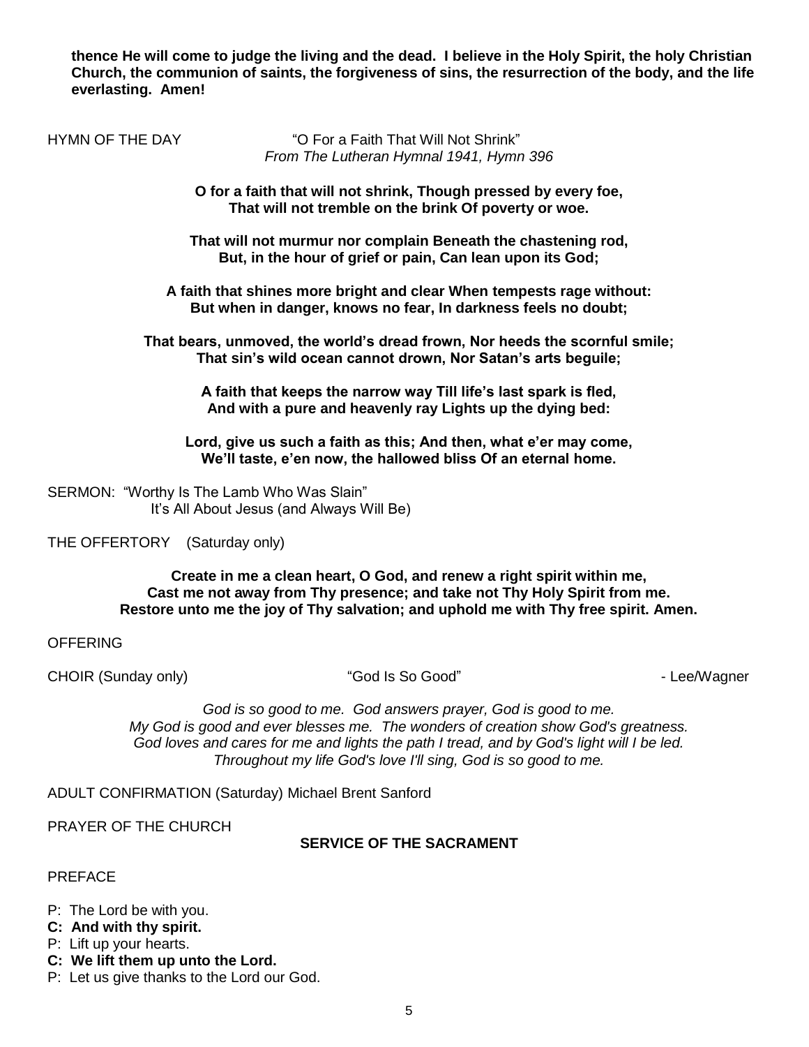**thence He will come to judge the living and the dead. I believe in the Holy Spirit, the holy Christian Church, the communion of saints, the forgiveness of sins, the resurrection of the body, and the life everlasting. Amen!**

HYMN OF THE DAY "O For a Faith That Will Not Shrink"
*From The Lutheran Hymnal 1941, Hymn 396*

**O for a faith that will not shrink, Though pressed by every foe,**
**That will not tremble on the brink Of poverty or woe.**

**That will not murmur nor complain Beneath the chastening rod,**
**But, in the hour of grief or pain, Can lean upon its God;**

**A faith that shines more bright and clear When tempests rage without:**
**But when in danger, knows no fear, In darkness feels no doubt;**

**That bears, unmoved, the world's dread frown, Nor heeds the scornful smile;**
**That sin's wild ocean cannot drown, Nor Satan's arts beguile;**

**A faith that keeps the narrow way Till life's last spark is fled,**
**And with a pure and heavenly ray Lights up the dying bed:**

**Lord, give us such a faith as this; And then, what e'er may come,**
**We'll taste, e'en now, the hallowed bliss Of an eternal home.**

SERMON: "Worthy Is The Lamb Who Was Slain"
It's All About Jesus (and Always Will Be)

THE OFFERTORY (Saturday only)

**Create in me a clean heart, O God, and renew a right spirit within me,**
**Cast me not away from Thy presence; and take not Thy Holy Spirit from me.**
**Restore unto me the joy of Thy salvation; and uphold me with Thy free spirit. Amen.**

OFFERING

CHOIR (Sunday only) "God Is So Good" - Lee/Wagner

*God is so good to me. God answers prayer, God is good to me.*
*My God is good and ever blesses me. The wonders of creation show God's greatness.*
*God loves and cares for me and lights the path I tread, and by God's light will I be led.*
*Throughout my life God's love I'll sing, God is so good to me.*

ADULT CONFIRMATION (Saturday) Michael Brent Sanford

PRAYER OF THE CHURCH

## SERVICE OF THE SACRAMENT

PREFACE

P: The Lord be with you.
**C: And with thy spirit.**
P: Lift up your hearts.
**C: We lift them up unto the Lord.**
P: Let us give thanks to the Lord our God.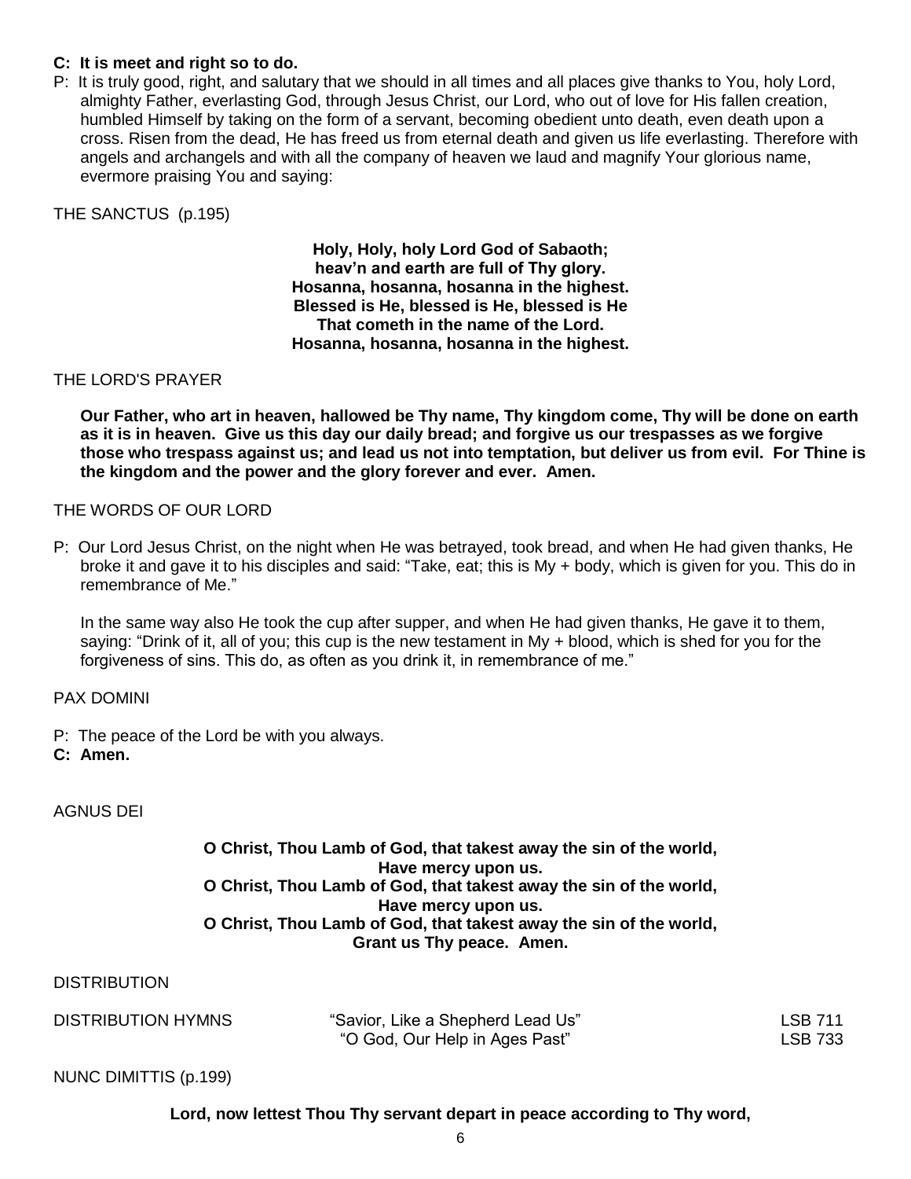**C: It is meet and right so to do.**

P: It is truly good, right, and salutary that we should in all times and all places give thanks to You, holy Lord, almighty Father, everlasting God, through Jesus Christ, our Lord, who out of love for His fallen creation, humbled Himself by taking on the form of a servant, becoming obedient unto death, even death upon a cross. Risen from the dead, He has freed us from eternal death and given us life everlasting. Therefore with angels and archangels and with all the company of heaven we laud and magnify Your glorious name, evermore praising You and saying:

THE SANCTUS (p.195)

**Holy, Holy, holy Lord God of Sabaoth;**
**heav'n and earth are full of Thy glory.**
**Hosanna, hosanna, hosanna in the highest.**
**Blessed is He, blessed is He, blessed is He**
**That cometh in the name of the Lord.**
**Hosanna, hosanna, hosanna in the highest.**

THE LORD'S PRAYER

**Our Father, who art in heaven, hallowed be Thy name, Thy kingdom come, Thy will be done on earth as it is in heaven. Give us this day our daily bread; and forgive us our trespasses as we forgive those who trespass against us; and lead us not into temptation, but deliver us from evil. For Thine is the kingdom and the power and the glory forever and ever. Amen.**

THE WORDS OF OUR LORD

P: Our Lord Jesus Christ, on the night when He was betrayed, took bread, and when He had given thanks, He broke it and gave it to his disciples and said: "Take, eat; this is My + body, which is given for you. This do in remembrance of Me."

In the same way also He took the cup after supper, and when He had given thanks, He gave it to them, saying: "Drink of it, all of you; this cup is the new testament in My + blood, which is shed for you for the forgiveness of sins. This do, as often as you drink it, in remembrance of me."

PAX DOMINI

P: The peace of the Lord be with you always.
**C: Amen.**

AGNUS DEI

**O Christ, Thou Lamb of God, that takest away the sin of the world,**
**Have mercy upon us.**
**O Christ, Thou Lamb of God, that takest away the sin of the world,**
**Have mercy upon us.**
**O Christ, Thou Lamb of God, that takest away the sin of the world,**
**Grant us Thy peace. Amen.**

DISTRIBUTION

| DISTRIBUTION HYMNS | "Savior, Like a Shepherd Lead Us" | LSB 711 |
|---|---|---|
| | "O God, Our Help in Ages Past" | LSB 733 |

NUNC DIMITTIS (p.199)

**Lord, now lettest Thou Thy servant depart in peace according to Thy word,**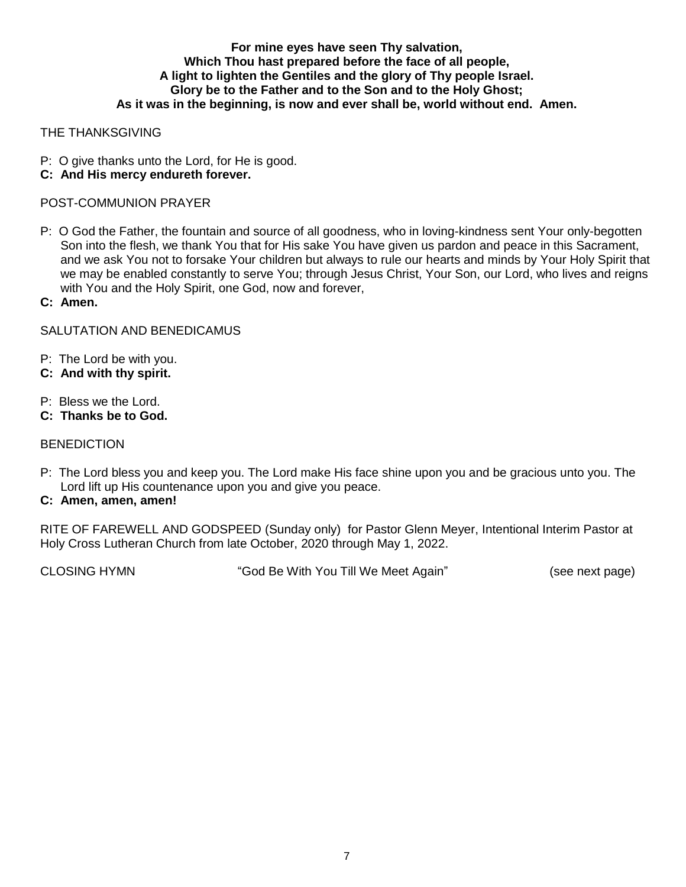**For mine eyes have seen Thy salvation,**
**Which Thou hast prepared before the face of all people,**
**A light to lighten the Gentiles and the glory of Thy people Israel.**
**Glory be to the Father and to the Son and to the Holy Ghost;**
**As it was in the beginning, is now and ever shall be, world without end. Amen.**

THE THANKSGIVING

P: O give thanks unto the Lord, for He is good.
**C: And His mercy endureth forever.**

POST-COMMUNION PRAYER

P: O God the Father, the fountain and source of all goodness, who in loving-kindness sent Your only-begotten Son into the flesh, we thank You that for His sake You have given us pardon and peace in this Sacrament, and we ask You not to forsake Your children but always to rule our hearts and minds by Your Holy Spirit that we may be enabled constantly to serve You; through Jesus Christ, Your Son, our Lord, who lives and reigns with You and the Holy Spirit, one God, now and forever,
**C: Amen.**

SALUTATION AND BENEDICAMUS

P: The Lord be with you.
**C: And with thy spirit.**

P: Bless we the Lord.
**C: Thanks be to God.**

BENEDICTION

P: The Lord bless you and keep you. The Lord make His face shine upon you and be gracious unto you. The Lord lift up His countenance upon you and give you peace.
**C: Amen, amen, amen!**

RITE OF FAREWELL AND GODSPEED (Sunday only) for Pastor Glenn Meyer, Intentional Interim Pastor at Holy Cross Lutheran Church from late October, 2020 through May 1, 2022.

CLOSING HYMN "God Be With You Till We Meet Again" (see next page)